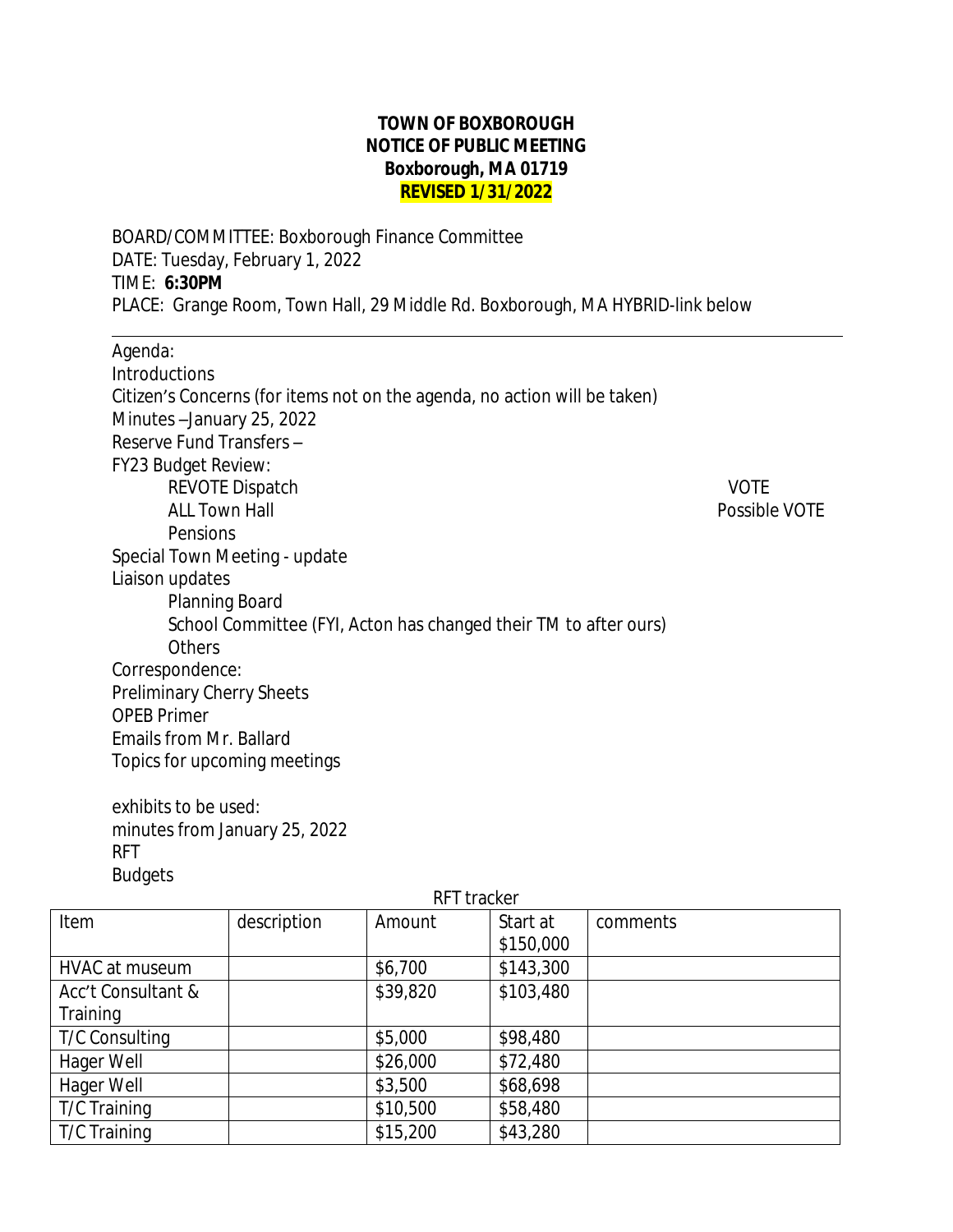**TOWN OF BOXBOROUGH**
**NOTICE OF PUBLIC MEETING**
**Boxborough, MA 01719**
**REVISED 1/31/2022**

BOARD/COMMITTEE: Boxborough Finance Committee
DATE: Tuesday, February 1, 2022
TIME: **6:30PM**
PLACE: Grange Room, Town Hall, 29 Middle Rd. Boxborough, MA HYBRID-link below

---

Agenda:
Introductions
Citizen's Concerns (for items not on the agenda, no action will be taken)
Minutes –January 25, 2022
Reserve Fund Transfers –
FY23 Budget Review:
- REVOTE Dispatch — VOTE
- ALL Town Hall — Possible VOTE
- Pensions

Special Town Meeting - update
Liaison updates
- Planning Board
- School Committee (FYI, Acton has changed their TM to after ours)
- Others

Correspondence:
Preliminary Cherry Sheets
OPEB Primer
Emails from Mr. Ballard
Topics for upcoming meetings

exhibits to be used:
minutes from January 25, 2022
RFT
Budgets

RFT tracker

| Item | description | Amount | Start at $150,000 | comments |
|---|---|---|---|---|
| HVAC at museum | | $6,700 | $143,300 | |
| Acc't Consultant & Training | | $39,820 | $103,480 | |
| T/C Consulting | | $5,000 | $98,480 | |
| Hager Well | | $26,000 | $72,480 | |
| Hager Well | | $3,500 | $68,698 | |
| T/C Training | | $10,500 | $58,480 | |
| T/C Training | | $15,200 | $43,280 | |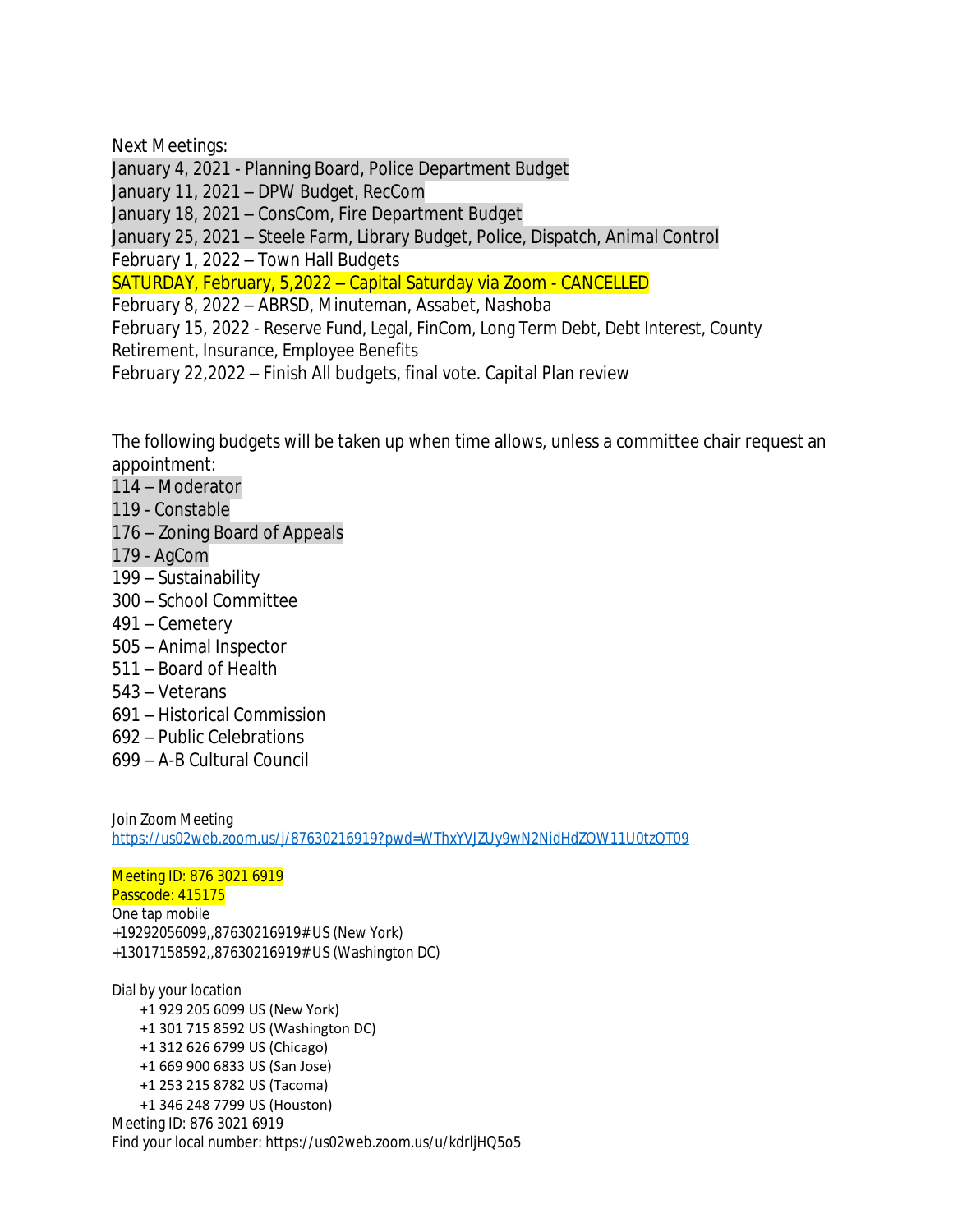Next Meetings:

January 4, 2021 - Planning Board, Police Department Budget
January 11, 2021 – DPW Budget, RecCom
January 18, 2021 – ConsCom, Fire Department Budget
January 25, 2021 – Steele Farm, Library Budget, Police, Dispatch, Animal Control
February 1, 2022 – Town Hall Budgets
SATURDAY, February, 5,2022 – Capital Saturday via Zoom - CANCELLED
February 8, 2022 – ABRSD, Minuteman, Assabet, Nashoba
February 15, 2022 - Reserve Fund, Legal, FinCom, Long Term Debt, Debt Interest, County Retirement, Insurance, Employee Benefits
February 22,2022 – Finish All budgets, final vote. Capital Plan review

The following budgets will be taken up when time allows, unless a committee chair request an appointment:

114 – Moderator
119 - Constable
176 – Zoning Board of Appeals
179 - AgCom
199 – Sustainability
300 – School Committee
491 – Cemetery
505 – Animal Inspector
511 – Board of Health
543 – Veterans
691 – Historical Commission
692 – Public Celebrations
699 – A-B Cultural Council

Join Zoom Meeting
https://us02web.zoom.us/j/87630216919?pwd=WThxYVJZUy9wN2NidHdZOW11U0tzQT09

Meeting ID: 876 3021 6919
Passcode: 415175
One tap mobile
+19292056099,,87630216919# US (New York)
+13017158592,,87630216919# US (Washington DC)

Dial by your location
+1 929 205 6099 US (New York)
+1 301 715 8592 US (Washington DC)
+1 312 626 6799 US (Chicago)
+1 669 900 6833 US (San Jose)
+1 253 215 8782 US (Tacoma)
+1 346 248 7799 US (Houston)
Meeting ID: 876 3021 6919
Find your local number: https://us02web.zoom.us/u/kdrljHQ5o5